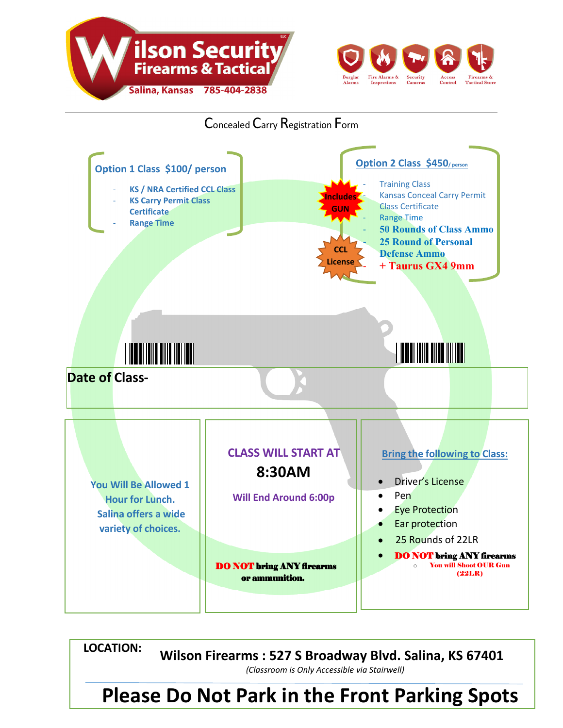**Wilson Security**
**Firearms & Tactical**
Salina, Kansas 785-404-2838

Burglar Alarms | Fire Alarms & Inspections | Security Cameras | Access Control | Firearms & Tactical Store

# Concealed Carry Registration Form

## Option 1 Class $100/ person

- KS / NRA Certified CCL Class
- KS Carry Permit Class Certificate
- Range Time

## Option 2 Class $450/ person

Includes GUN

CCL License

- Training Class
- Kansas Conceal Carry Permit
- Class Certificate
- Range Time
- **50 Rounds of Class Ammo**
- **25 Round of Personal Defense Ammo**
- **+ Taurus GX4 9mm**

**Date of Class-**

You Will Be Allowed 1 Hour for Lunch. Salina offers a wide variety of choices.

CLASS WILL START AT
**8:30AM**
Will End Around 6:00p

**DO NOT bring ANY firearms or ammunition.**

**Bring the following to Class:**

- Driver's License
- Pen
- Eye Protection
- Ear protection
- 25 Rounds of 22LR
- **DO NOT bring ANY firearms**
  - You will Shoot OUR Gun (22LR)

**LOCATION:** **Wilson Firearms : 527 S Broadway Blvd. Salina, KS 67401**
*(Classroom is Only Accessible via Stairwell)*

# Please Do Not Park in the Front Parking Spots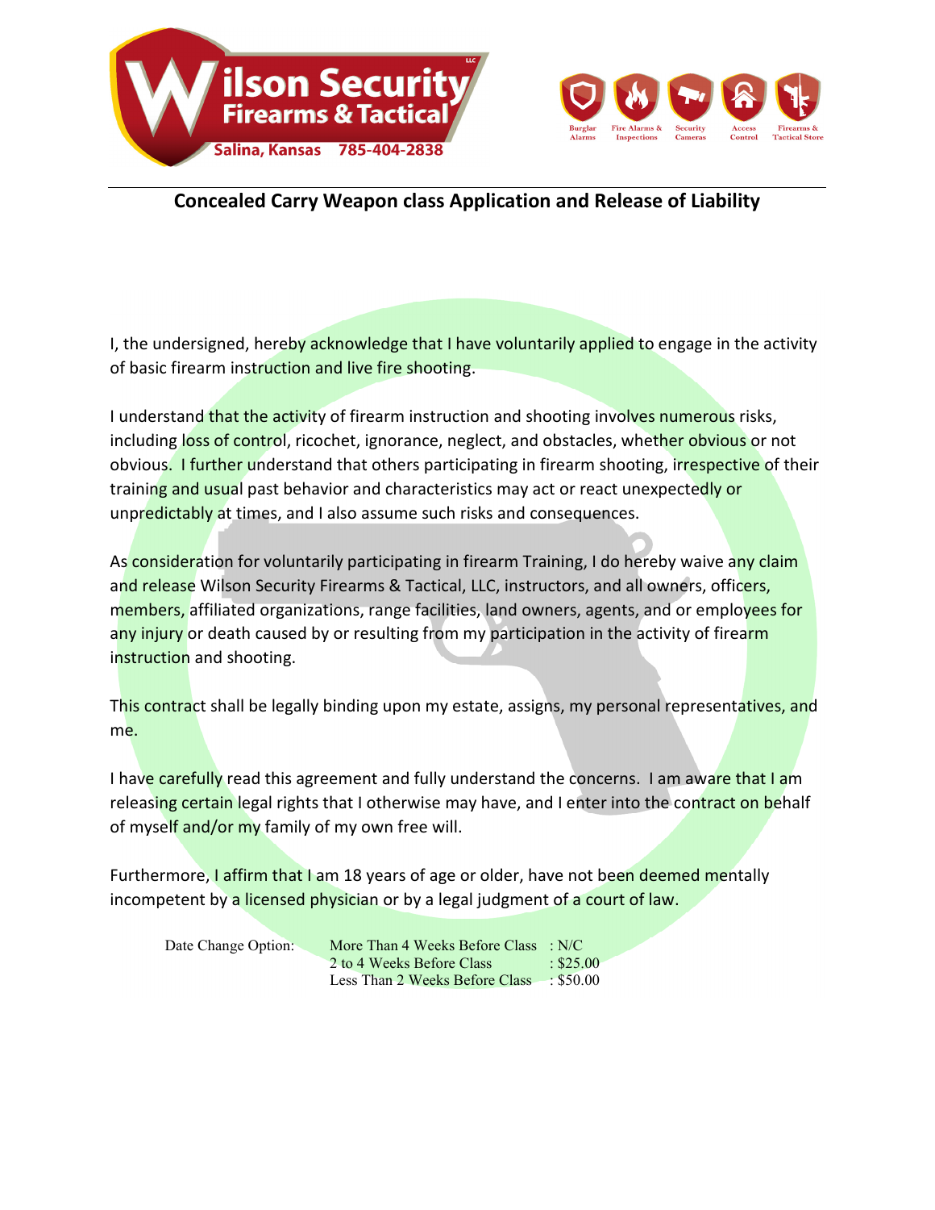# Concealed Carry Weapon class Application and Release of Liability

I, the undersigned, hereby acknowledge that I have voluntarily applied to engage in the activity of basic firearm instruction and live fire shooting.

I understand that the activity of firearm instruction and shooting involves numerous risks, including loss of control, ricochet, ignorance, neglect, and obstacles, whether obvious or not obvious. I further understand that others participating in firearm shooting, irrespective of their training and usual past behavior and characteristics may act or react unexpectedly or unpredictably at times, and I also assume such risks and consequences.

As consideration for voluntarily participating in firearm Training, I do hereby waive any claim and release Wilson Security Firearms & Tactical, LLC, instructors, and all owners, officers, members, affiliated organizations, range facilities, land owners, agents, and or employees for any injury or death caused by or resulting from my participation in the activity of firearm instruction and shooting.

This contract shall be legally binding upon my estate, assigns, my personal representatives, and me.

I have carefully read this agreement and fully understand the concerns. I am aware that I am releasing certain legal rights that I otherwise may have, and I enter into the contract on behalf of myself and/or my family of my own free will.

Furthermore, I affirm that I am 18 years of age or older, have not been deemed mentally incompetent by a licensed physician or by a legal judgment of a court of law.

| Date Change Option: | More Than 4 Weeks Before Class | : N/C |
|---|---|---|
| | 2 to 4 Weeks Before Class | : $25.00 |
| | Less Than 2 Weeks Before Class | : $50.00 |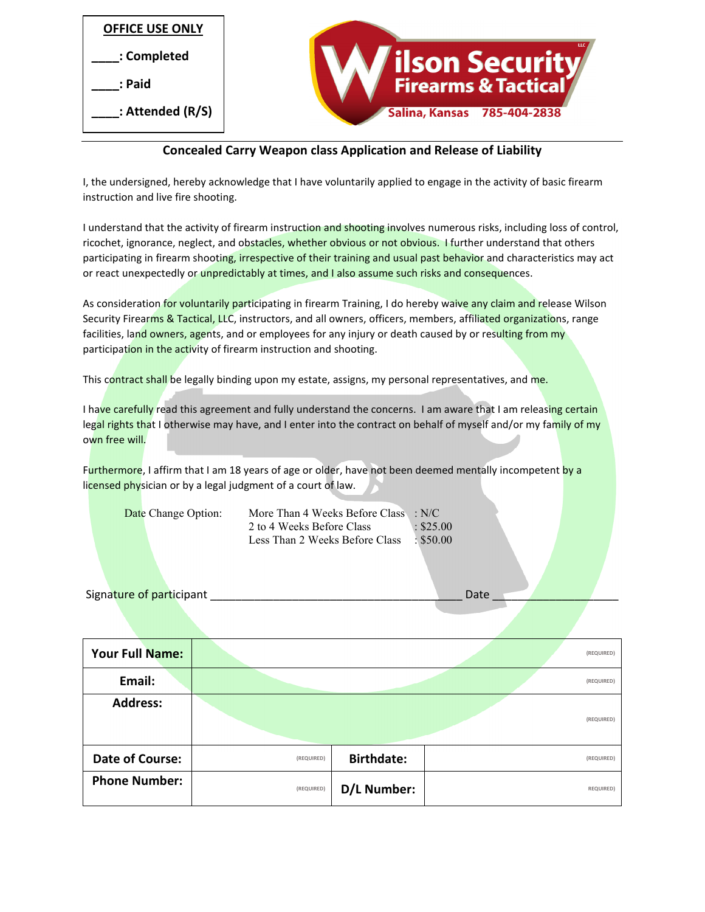| OFFICE USE ONLY |
|---|
| ____: Completed |
| ____: Paid |
| ____: Attended (R/S) |

Wilson Security Firearms & Tactical LLC
Salina, Kansas 785-404-2838

## Concealed Carry Weapon class Application and Release of Liability

I, the undersigned, hereby acknowledge that I have voluntarily applied to engage in the activity of basic firearm instruction and live fire shooting.

I understand that the activity of firearm instruction and shooting involves numerous risks, including loss of control, ricochet, ignorance, neglect, and obstacles, whether obvious or not obvious. I further understand that others participating in firearm shooting, irrespective of their training and usual past behavior and characteristics may act or react unexpectedly or unpredictably at times, and I also assume such risks and consequences.

As consideration for voluntarily participating in firearm Training, I do hereby waive any claim and release Wilson Security Firearms & Tactical, LLC, instructors, and all owners, officers, members, affiliated organizations, range facilities, land owners, agents, and or employees for any injury or death caused by or resulting from my participation in the activity of firearm instruction and shooting.

This contract shall be legally binding upon my estate, assigns, my personal representatives, and me.

I have carefully read this agreement and fully understand the concerns. I am aware that I am releasing certain legal rights that I otherwise may have, and I enter into the contract on behalf of myself and/or my family of my own free will.

Furthermore, I affirm that I am 18 years of age or older, have not been deemed mentally incompetent by a licensed physician or by a legal judgment of a court of law.

| | | |
|---|---|---|
| Date Change Option: | More Than 4 Weeks Before Class | : N/C |
| | 2 to 4 Weeks Before Class | : $25.00 |
| | Less Than 2 Weeks Before Class | : $50.00 |

Signature of participant ______________________________________ Date ____________________

| | | | |
|---|---|---|---|
| **Your Full Name:** | (REQUIRED) | | |
| **Email:** | (REQUIRED) | | |
| **Address:** | (REQUIRED) | | |
| **Date of Course:** | (REQUIRED) | **Birthdate:** | (REQUIRED) |
| **Phone Number:** | (REQUIRED) | **D/L Number:** | REQUIRED) |